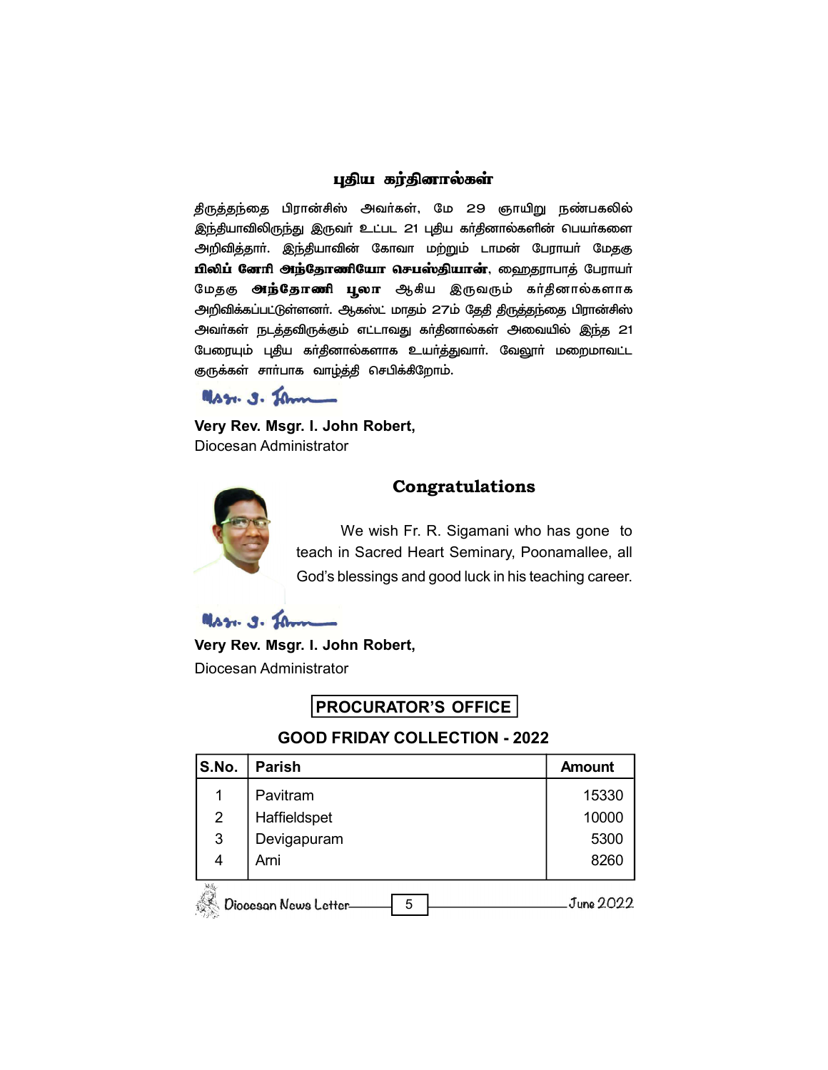## புதிய கர்தினால்கள்

திருத்தந்தை பிரான்சிஸ் அவர்கள், மே 29 ஞாயிறு நண்பகலில் இந்தியாவிலிருந்து இருவர் உட்பட 21 புதிய கர்தினால்களின் பெயர்களை அறிவித்தார். இந்தியாவின் கோவா மற்றும் டாமன் பேராயர் மேதகு **பிலிப் னேரி அந்தோணியோ செபஸ்தியான்**, ஹைதராபாத் பேராயர் மேதகு **அந்தோணி பூலா** ஆகிய இருவரும் கர்தினால்களாக அறிவிக்கப்பட்டுள்ளனர். ஆகஸ்ட் மாதம் 27ம் தேதி திருத்தந்தை பிரான்சிஸ் அவர்கள் நடத்தவிருக்கும் எட்டாவது கர்தினால்கள் அவையில் இந்த 21 பேரையும் புதிய கர்தினால்களாக உயர்த்துவார். வேலூர் மறைமாவட்ட குருக்கள் சார்பாக வாழ்த்தி செபிக்கிறோம்.

**Very Rev. Msgr. I. John Robert,**
Diocesan Administrator

## Congratulations

We wish Fr. R. Sigamani who has gone to teach in Sacred Heart Seminary, Poonamallee, all God's blessings and good luck in his teaching career.

**Very Rev. Msgr. I. John Robert,**
Diocesan Administrator

## PROCURATOR'S OFFICE

### GOOD FRIDAY COLLECTION - 2022

| S.No. | Parish | Amount |
|---|---|---|
| 1 | Pavitram | 15330 |
| 2 | Haffieldspet | 10000 |
| 3 | Devigapuram | 5300 |
| 4 | Arni | 8260 |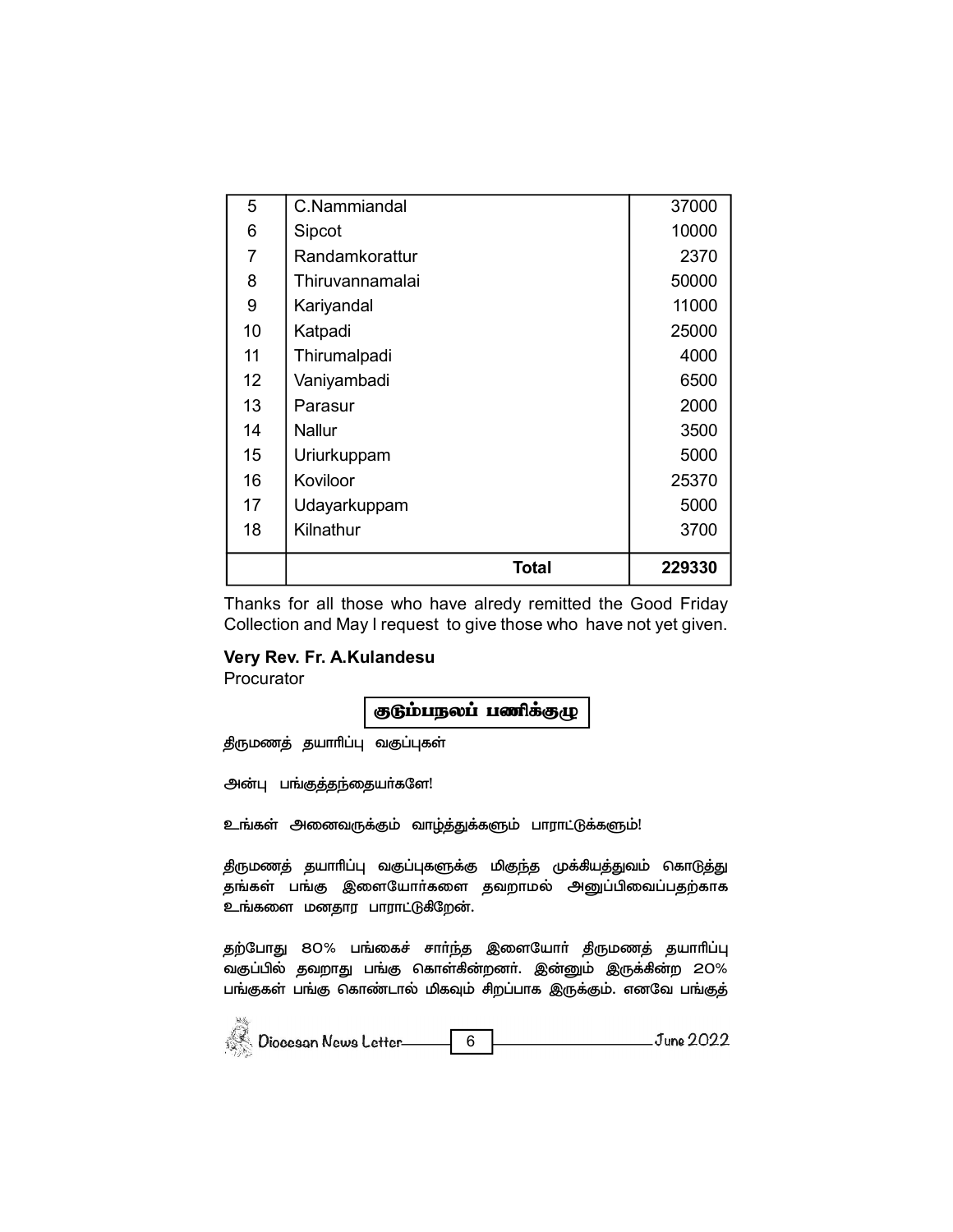| 5 | C.Nammiandal | 37000 |
|---|---|---|
| 6 | Sipcot | 10000 |
| 7 | Randamkorattur | 2370 |
| 8 | Thiruvannamalai | 50000 |
| 9 | Kariyandal | 11000 |
| 10 | Katpadi | 25000 |
| 11 | Thirumalpadi | 4000 |
| 12 | Vaniyambadi | 6500 |
| 13 | Parasur | 2000 |
| 14 | Nallur | 3500 |
| 15 | Uriurkuppam | 5000 |
| 16 | Koviloor | 25370 |
| 17 | Udayarkuppam | 5000 |
| 18 | Kilnathur | 3700 |
| | **Total** | **229330** |

Thanks for all those who have alredy remitted the Good Friday Collection and May I request to give those who have not yet given.

**Very Rev. Fr. A.Kulandesu**
Procurator

## குடும்பநலப் பணிக்குழு

திருமணத் தயாரிப்பு வகுப்புகள்

அன்பு பங்குத்தந்தையர்களே!

உங்கள் அனைவருக்கும் வாழ்த்துக்களும் பாராட்டுக்களும்!

திருமணத் தயாரிப்பு வகுப்புகளுக்கு மிகுந்த முக்கியத்துவம் கொடுத்து தங்கள் பங்கு இளையோர்களை தவறாமல் அனுப்பிவைப்பதற்காக உங்களை மனதார பாராட்டுகிறேன்.

தற்போது 80% பங்கைச் சார்ந்த இளையோர் திருமணத் தயாரிப்பு வகுப்பில் தவறாது பங்கு கொள்கின்றனர். இன்னும் இருக்கின்ற 20% பங்குகள் பங்கு கொண்டால் மிகவும் சிறப்பாக இருக்கும். எனவே பங்குத்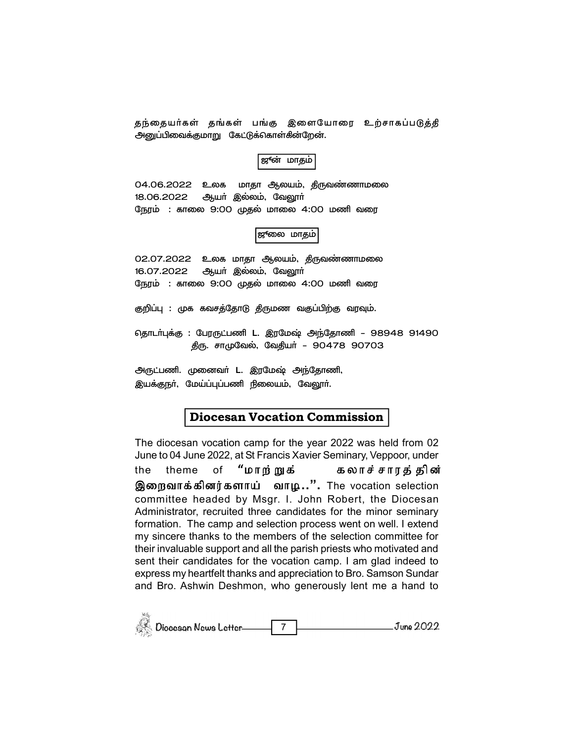தந்தையர்கள் தங்கள் பங்கு இளையோரை உற்சாகப்படுத்தி அனுப்பிவைக்குமாறு கேட்டுக்கொள்கின்றேன்.

**ஜுன் மாதம்**

04.06.2022 உலக மாதா ஆலயம், திருவண்ணாமலை
18.06.2022 ஆயர் இல்லம், வேலூர்
நேரம் : காலை 9:00 முதல் மாலை 4:00 மணி வரை

**ஜுலை மாதம்**

02.07.2022 உலக மாதா ஆலயம், திருவண்ணாமலை
16.07.2022 ஆயர் இல்லம், வேலூர்
நேரம் : காலை 9:00 முதல் மாலை 4:00 மணி வரை

குறிப்பு : முக கவசத்தோடு திருமண வகுப்பிற்கு வரவும்.

தொடர்புக்கு : பேரருட்பணி L. இரமேஷ் அந்தோணி - 98948 91490
திரு. சாமுவேல், வேதியர் - 90478 90703

அருட்பணி. முனைவர் L. இரமேஷ் அந்தோணி,
இயக்குநர், மேய்ப்புப்பணி நிலையம், வேலூர்.

## Diocesan Vocation Commission

The diocesan vocation camp for the year 2022 was held from 02 June to 04 June 2022, at St Francis Xavier Seminary, Veppoor, under the theme of **"மாற்றுக் கலாச்சாரத்தின் இறைவாக்கினர்களாய் வாழ..".** The vocation selection committee headed by Msgr. I. John Robert, the Diocesan Administrator, recruited three candidates for the minor seminary formation. The camp and selection process went on well. I extend my sincere thanks to the members of the selection committee for their invaluable support and all the parish priests who motivated and sent their candidates for the vocation camp. I am glad indeed to express my heartfelt thanks and appreciation to Bro. Samson Sundar and Bro. Ashwin Deshmon, who generously lent me a hand to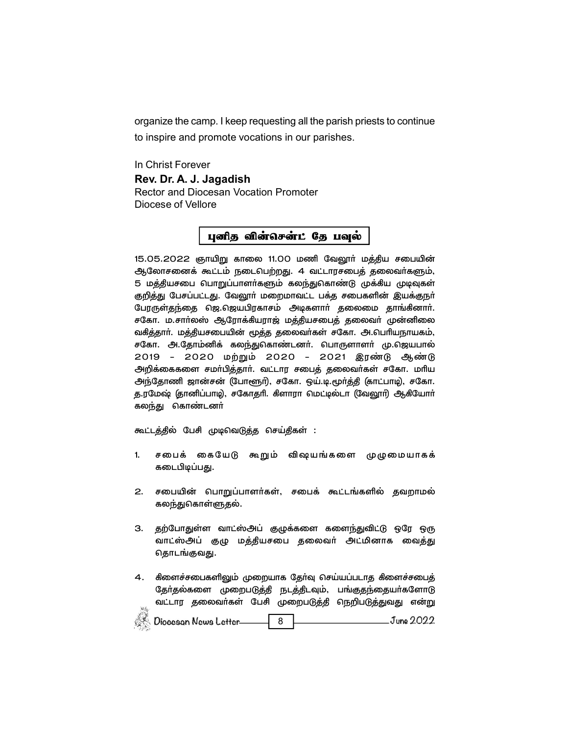organize the camp. I keep requesting all the parish priests to continue to inspire and promote vocations in our parishes.

In Christ Forever

**Rev. Dr. A. J. Jagadish**
Rector and Diocesan Vocation Promoter
Diocese of Vellore

## புனித வின்சென்ட் தே பவுல்

15.05.2022 ஞாயிறு காலை 11.00 மணி வேலூர் மத்திய சபையின் ஆலோசனைக் கூட்டம் நடைபெற்றது. 4 வட்டாரசபைத் தலைவர்களும், 5 மத்தியசபை பொறுப்பாளர்களும் கலந்துகொண்டு முக்கிய முடிவுகள் குறித்து பேசப்பட்டது. வேலூர் மறைமாவட்ட பக்த சபைகளின் இயக்குநர் பேரருள்தந்தை ஜெ.ஜெயபிரகாசம் அடிகளார் தலைமை தாங்கினார். சகோ. ம.சார்லஸ் ஆரோக்கியராஜ் மத்தியசபைத் தலைவர் முன்னிலை வகித்தார். மத்தியசபையின் மூத்த தலைவர்கள் சகோ. அ.பெரியநாயகம், சகோ. அ.தோம்னிக் கலந்துகொண்டனர். பொருளாளர் மு.ஜெயபால் 2019 - 2020 மற்றும் 2020 - 2021 இரண்டு ஆண்டு அறிக்கைகளை சமர்பித்தார். வட்டார சபைத் தலைவர்கள் சகோ. மரிய அந்தோணி ஜான்சன் (போளூர்), சகோ. ஒய்.டி.மூர்த்தி (காட்பாடி), சகோ. த.ரமேஷ் (தானிப்பாடி), சகோதரி. கிளாரா மெட்டில்டா (வேலூர்) ஆகியோர் கலந்து கொண்டனர்

கூட்டத்தில் பேசி முடிவெடுத்த செய்திகள் :

1. சபைக் கையேடு கூறும் விஷயங்களை முழுமையாகக் கடைபிடிப்பது.

2. சபையின் பொறுப்பாளர்கள், சபைக் கூட்டங்களில் தவறாமல் கலந்துகொள்ளுதல்.

3. தற்போதுள்ள வாட்ஸ்அப் குழுக்களை களைந்துவிட்டு ஒரே ஒரு வாட்ஸ்அப் குழு மத்தியசபை தலைவர் அட்மினாக வைத்து தொடங்குவது.

4. கிளைச்சபைகளிலும் முறையாக தேர்வு செய்யப்படாத கிளைச்சபைத் தேர்தல்களை முறைபடுத்தி நடத்திடவும், பங்குதந்தையர்களோடு வட்டார தலைவர்கள் பேசி முறைபடுத்தி நெறிபடுத்துவது என்று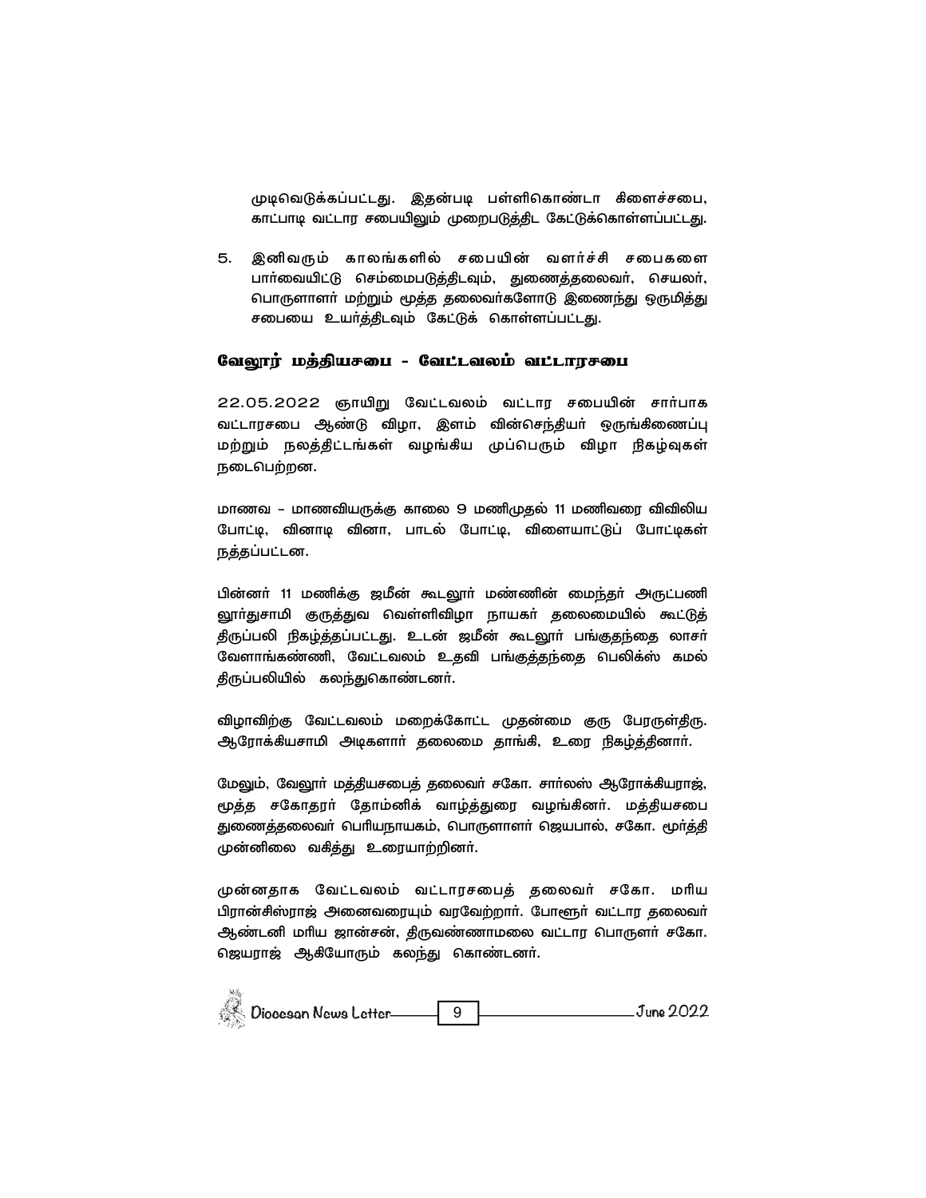முடிவெடுக்கப்பட்டது. இதன்படி பள்ளிகொண்டா கிளைச்சபை, காட்பாடி வட்டார சபையிலும் முறைபடுத்திட கேட்டுக்கொள்ளப்பட்டது.

5. இனிவரும் காலங்களில் சபையின் வளர்ச்சி சபைகளை பார்வையிட்டு செம்மைபடுத்திடவும், துணைத்தலைவர், செயலர், பொருளாளர் மற்றும் மூத்த தலைவர்களோடு இணைந்து ஒருமித்து சபையை உயர்த்திடவும் கேட்டுக் கொள்ளப்பட்டது.

### வேலூர் மத்தியசபை - வேட்டவலம் வட்டாரசபை

22.05.2022 ஞாயிறு வேட்டவலம் வட்டார சபையின் சார்பாக வட்டாரசபை ஆண்டு விழா, இளம் வின்செந்தியர் ஒருங்கிணைப்பு மற்றும் நலத்திட்டங்கள் வழங்கிய முப்பெரும் விழா நிகழ்வுகள் நடைபெற்றன.

மாணவ – மாணவியருக்கு காலை 9 மணிமுதல் 11 மணிவரை விவிலிய போட்டி, வினாடி வினா, பாடல் போட்டி, விளையாட்டுப் போட்டிகள் நத்தப்பட்டன.

பின்னர் 11 மணிக்கு ஜமீன் கூடலூர் மண்ணின் மைந்தர் அருட்பணி லூர்துசாமி குருத்துவ வெள்ளிவிழா நாயகர் தலைமையில் கூட்டுத் திருப்பலி நிகழ்த்தப்பட்டது. உடன் ஜமீன் கூடலூர் பங்குதந்தை லாசர் வேளாங்கண்ணி, வேட்டவலம் உதவி பங்குத்தந்தை பெலிக்ஸ் கமல் திருப்பலியில் கலந்துகொண்டனர்.

விழாவிற்கு வேட்டவலம் மறைக்கோட்ட முதன்மை குரு பேரருள்திரு. ஆரோக்கியசாமி அடிகளார் தலைமை தாங்கி, உரை நிகழ்த்தினார்.

மேலும், வேலூர் மத்தியசபைத் தலைவர் சகோ. சார்லஸ் ஆரோக்கியராஜ், மூத்த சகோதரர் தோம்னிக் வாழ்த்துரை வழங்கினர். மத்தியசபை துணைத்தலைவர் பெரியநாயகம், பொருளாளர் ஜெயபால், சகோ. மூர்த்தி முன்னிலை வகித்து உரையாற்றினர்.

முன்னதாக வேட்டவலம் வட்டாரசபைத் தலைவர் சகோ. மரிய பிரான்சிஸ்ராஜ் அனைவரையும் வரவேற்றார். போளூர் வட்டார தலைவர் ஆண்டனி மரிய ஜான்சன், திருவண்ணாமலை வட்டார பொருளர் சகோ. ஜெயராஜ் ஆகியோரும் கலந்து கொண்டனர்.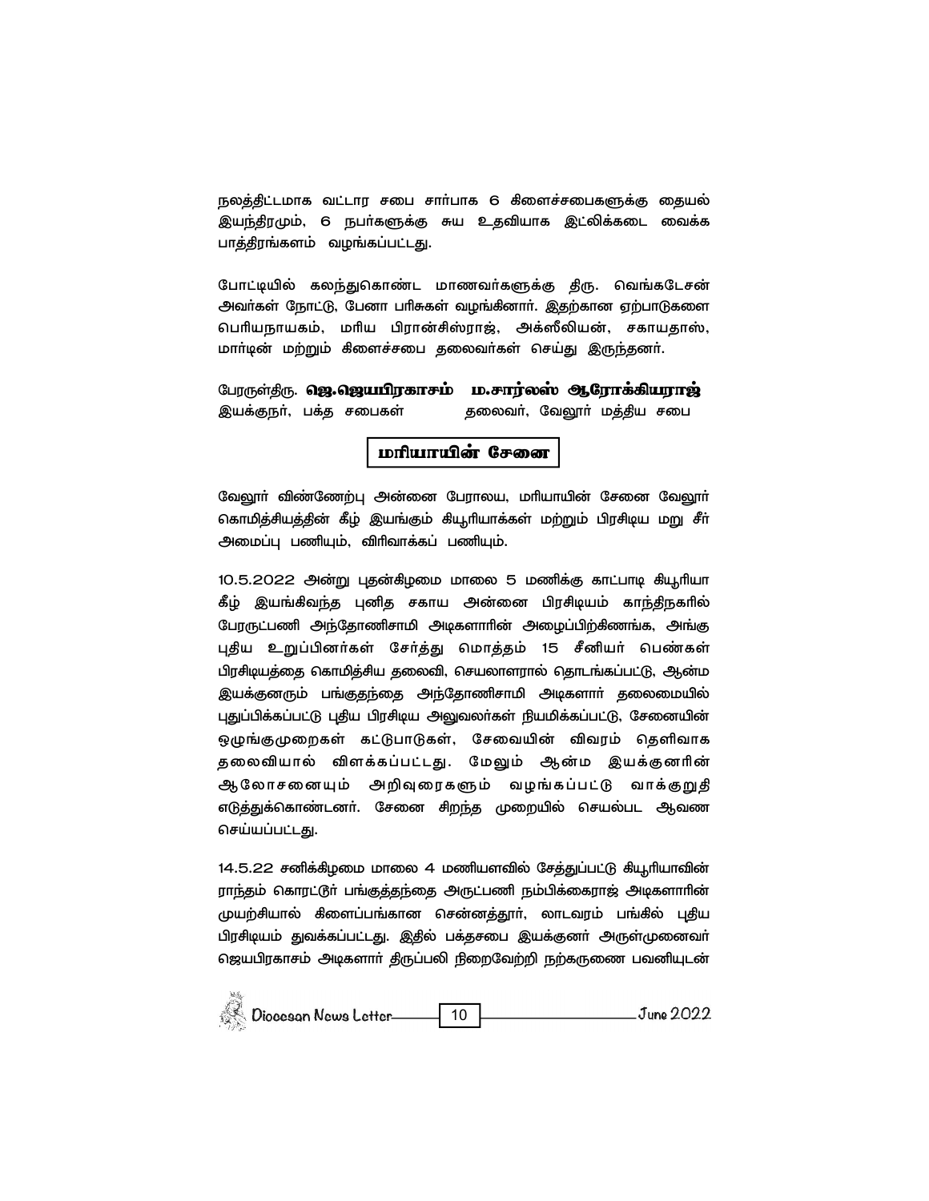நலத்திட்டமாக வட்டார சபை சார்பாக 6 கிளைச்சபைகளுக்கு தையல் இயந்திரமும், 6 நபர்களுக்கு சுய உதவியாக இட்லிக்கடை வைக்க பாத்திரங்களும் வழங்கப்பட்டது.

போட்டியில் கலந்துகொண்ட மாணவர்களுக்கு திரு. வெங்கடேசன் அவர்கள் நோட்டு, பேனா பரிசுகள் வழங்கினார். இதற்கான ஏற்பாடுகளை பெரியநாயகம், மரிய பிரான்சிஸ்ராஜ், அக்ஸீலியன், சகாயதாஸ், மார்டின் மற்றும் கிளைச்சபை தலைவர்கள் செய்து இருந்தனர்.

பேரருள்திரு. **ஜெ.ஜெயபிரகாசம்** — இயக்குநர், பக்த சபைகள்

**ம.சார்லஸ் ஆரோக்கியராஜ்** — தலைவர், வேலூர் மத்திய சபை

## மரியாயின் சேனை

வேலூர் விண்ணேற்பு அன்னை பேராலய, மரியாயின் சேனை வேலூர் கொமித்சியத்தின் கீழ் இயங்கும் கியூரியாக்கள் மற்றும் பிரசிடிய மறு சீர் அமைப்பு பணியும், விரிவாக்கப் பணியும்.

10.5.2022 அன்று புதன்கிழமை மாலை 5 மணிக்கு காட்பாடி கியூரியா கீழ் இயங்கிவந்த புனித சகாய அன்னை பிரசிடியம் காந்திநகரில் பேரருட்பணி அந்தோணிசாமி அடிகளாரின் அழைப்பிற்கிணங்க, அங்கு புதிய உறுப்பினர்கள் சேர்த்து மொத்தம் 15 சீனியர் பெண்கள் பிரசிடியத்தை கொமித்சிய தலைவி, செயலாளரால் தொடங்கப்பட்டு, ஆன்ம இயக்குனரும் பங்குதந்தை அந்தோணிசாமி அடிகளார் தலைமையில் புதுப்பிக்கப்பட்டு புதிய பிரசிடிய அலுவலர்கள் நியமிக்கப்பட்டு, சேனையின் ஒழுங்குமுறைகள் கட்டுபாடுகள், சேவையின் விவரம் தெளிவாக தலைவியால் விளக்கப்பட்டது. மேலும் ஆன்ம இயக்குனரின் ஆலோசனையும் அறிவுரைகளும் வழங்கப்பட்டு வாக்குறுதி எடுத்துக்கொண்டனர். சேனை சிறந்த முறையில் செயல்பட ஆவண செய்யப்பட்டது.

14.5.22 சனிக்கிழமை மாலை 4 மணியளவில் சேத்துப்பட்டு கியூரியாவின் ராந்தம் கொரட்டூர் பங்குத்தந்தை அருட்பணி நம்பிக்கைராஜ் அடிகளாரின் முயற்சியால் கிளைப்பங்கான சென்னத்தூர், லாடவரம் பங்கில் புதிய பிரசிடியம் துவக்கப்பட்டது. இதில் பக்தசபை இயக்குனர் அருள்முனைவர் ஜெயபிரகாசம் அடிகளார் திருப்பலி நிறைவேற்றி நற்கருணை பவனியுடன்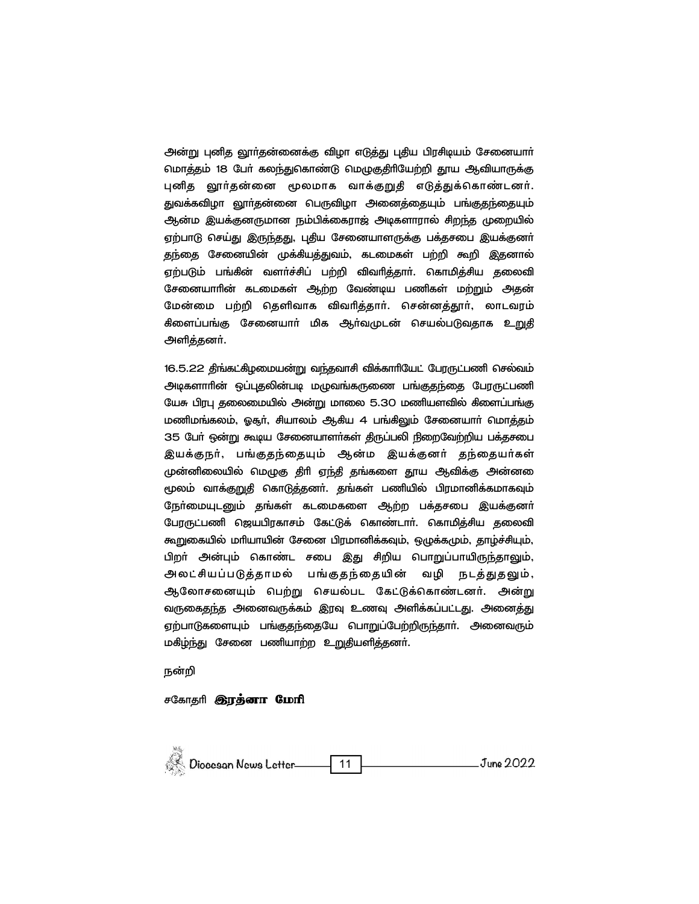அன்று புனித லூர்தன்னைக்கு விழா எடுத்து புதிய பிரசிடியம் சேனையார் மொத்தம் 18 பேர் கலந்துகொண்டு மெழுகுதிரியேற்றி தூய ஆவியாருக்கு புனித லூர்தன்னை மூலமாக வாக்குறுதி எடுத்துக்கொண்டனர். துவக்கவிழா லூர்தன்னை பெருவிழா அனைத்தையும் பங்குதந்தையும் ஆன்ம இயக்குனருமான நம்பிக்கைராஜ் அடிகளாரால் சிறந்த முறையில் ஏற்பாடு செய்து இருந்தது, புதிய சேனையாளருக்கு பக்தசபை இயக்குனர் தந்தை சேனையின் முக்கியத்துவம், கடமைகள் பற்றி கூறி இதனால் ஏற்படும் பங்கின் வளர்ச்சிப் பற்றி விவரித்தார். கொமித்சிய தலைவி சேனையாரின் கடமைகள் ஆற்ற வேண்டிய பணிகள் மற்றும் அதன் மேன்மை பற்றி தெளிவாக விவரித்தார். சென்னத்தூர், லாடவரம் கிளைப்பங்கு சேனையார் மிக ஆர்வமுடன் செயல்படுவதாக உறுதி அளித்தனர்.

16.5.22 திங்கட்கிழமையன்று வந்தவாசி விக்காரியேட் பேரருட்பணி செல்வம் அடிகளாரின் ஒப்புதலின்படி மழுவங்கருணை பங்குதந்தை பேரருட்பணி யேசு பிரபு தலைமையில் அன்று மாலை 5.30 மணியளவில் கிளைப்பங்கு மணிமங்கலம், ஓசூர், சியாலம் ஆகிய 4 பங்கிலும் சேனையார் மொத்தம் 35 பேர் ஒன்று கூடிய சேனையாளர்கள் திருப்பலி நிறைவேற்றிய பக்தசபை இயக்குநர், பங்குதந்தையும் ஆன்ம இயக்குனர் தந்தையர்கள் முன்னிலையில் மெழுகு திரி ஏந்தி தங்களை தூய ஆவிக்கு அன்னை மூலம் வாக்குறுதி கொடுத்தனர். தங்கள் பணியில் பிரமானிக்கமாகவும் நேர்மையுடனும் தங்கள் கடமைகளை ஆற்ற பக்தசபை இயக்குனர் பேரருட்பணி ஜெயபிரகாசம் கேட்டுக் கொண்டார். கொமித்சிய தலைவி கூறுகையில் மரியாயின் சேனை பிரமானிக்கவும், ஒழுக்கமும், தாழ்ச்சியும், பிறர் அன்பும் கொண்ட சபை இது சிறிய பொறுப்பாயிருந்தாலும், அலட்சியப்படுத்தாமல் பங்குதந்தையின் வழி நடத்துதலும், ஆலோசனையும் பெற்று செயல்பட கேட்டுக்கொண்டனர். அன்று வருகைதந்த அனைவருக்கம் இரவு உணவு அளிக்கப்பட்டது. அனைத்து ஏற்பாடுகளையும் பங்குதந்தையே பொறுப்பேற்றிருந்தார். அனைவரும் மகிழ்ந்து சேனை பணியாற்ற உறுதியளித்தனர்.

நன்றி

சகோதரி **இரத்னா மேரி**